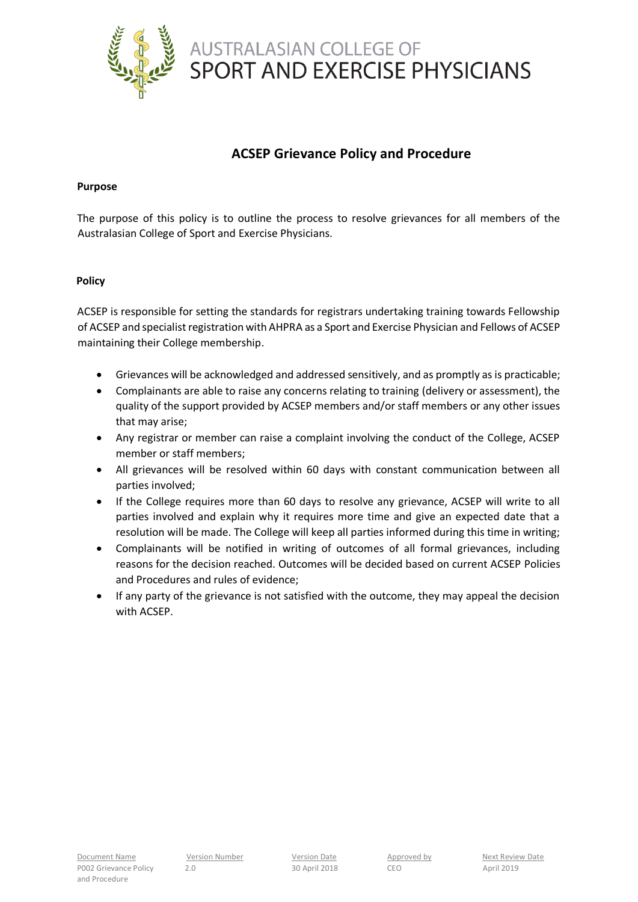AUSTRALASIAN COLLEGE OF
SPORT AND EXERCISE PHYSICIANS

# ACSEP Grievance Policy and Procedure

**Purpose**

The purpose of this policy is to outline the process to resolve grievances for all members of the Australasian College of Sport and Exercise Physicians.

**Policy**

ACSEP is responsible for setting the standards for registrars undertaking training towards Fellowship of ACSEP and specialist registration with AHPRA as a Sport and Exercise Physician and Fellows of ACSEP maintaining their College membership.

- Grievances will be acknowledged and addressed sensitively, and as promptly as is practicable;
- Complainants are able to raise any concerns relating to training (delivery or assessment), the quality of the support provided by ACSEP members and/or staff members or any other issues that may arise;
- Any registrar or member can raise a complaint involving the conduct of the College, ACSEP member or staff members;
- All grievances will be resolved within 60 days with constant communication between all parties involved;
- If the College requires more than 60 days to resolve any grievance, ACSEP will write to all parties involved and explain why it requires more time and give an expected date that a resolution will be made. The College will keep all parties informed during this time in writing;
- Complainants will be notified in writing of outcomes of all formal grievances, including reasons for the decision reached. Outcomes will be decided based on current ACSEP Policies and Procedures and rules of evidence;
- If any party of the grievance is not satisfied with the outcome, they may appeal the decision with ACSEP.

| Document Name | Version Number | Version Date | Approved by | Next Review Date |
| --- | --- | --- | --- | --- |
| P002 Grievance Policy and Procedure | 2.0 | 30 April 2018 | CEO | April 2019 |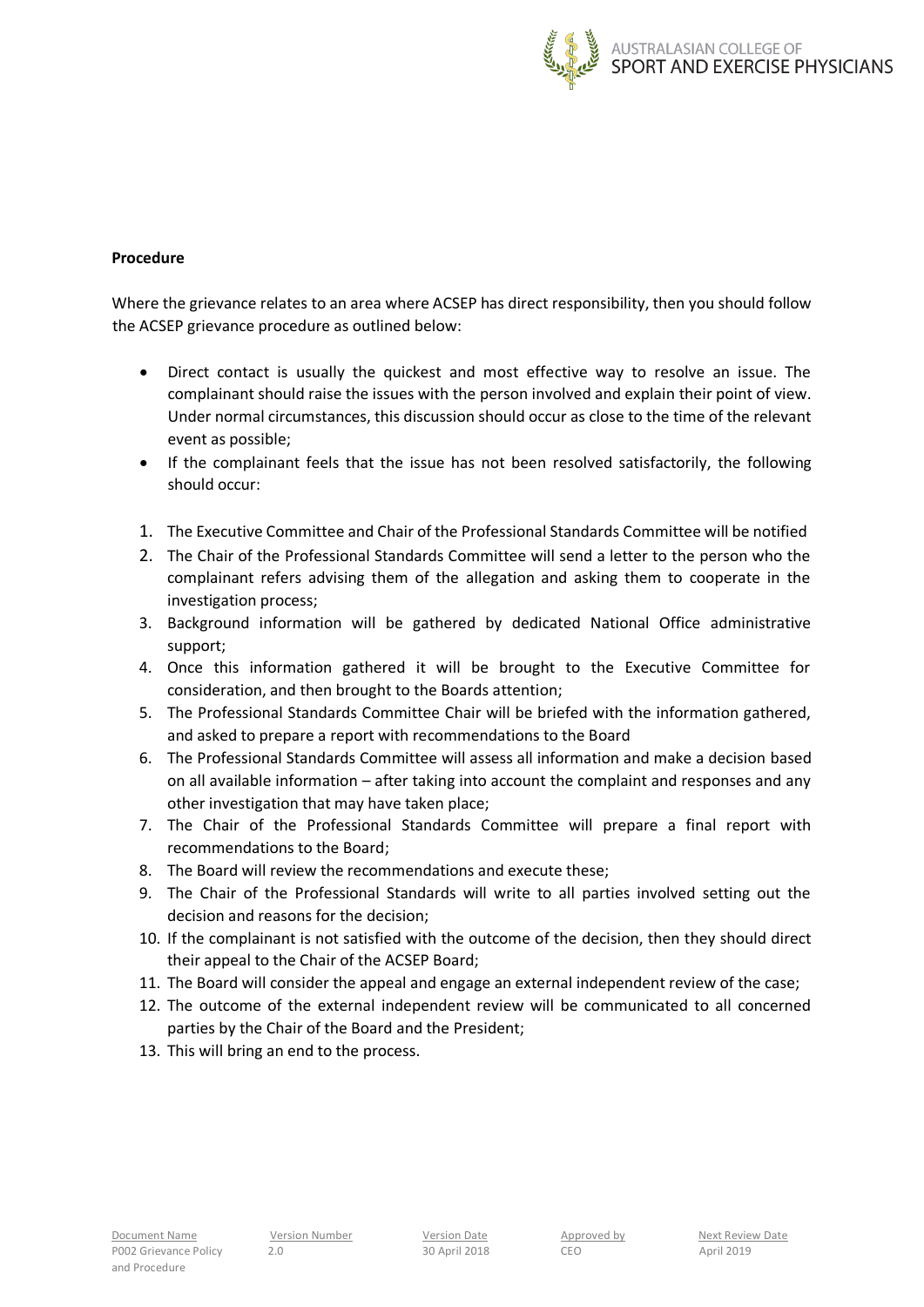**Procedure**

Where the grievance relates to an area where ACSEP has direct responsibility, then you should follow the ACSEP grievance procedure as outlined below:

- Direct contact is usually the quickest and most effective way to resolve an issue. The complainant should raise the issues with the person involved and explain their point of view. Under normal circumstances, this discussion should occur as close to the time of the relevant event as possible;
- If the complainant feels that the issue has not been resolved satisfactorily, the following should occur:

1. The Executive Committee and Chair of the Professional Standards Committee will be notified
2. The Chair of the Professional Standards Committee will send a letter to the person who the complainant refers advising them of the allegation and asking them to cooperate in the investigation process;
3. Background information will be gathered by dedicated National Office administrative support;
4. Once this information gathered it will be brought to the Executive Committee for consideration, and then brought to the Boards attention;
5. The Professional Standards Committee Chair will be briefed with the information gathered, and asked to prepare a report with recommendations to the Board
6. The Professional Standards Committee will assess all information and make a decision based on all available information – after taking into account the complaint and responses and any other investigation that may have taken place;
7. The Chair of the Professional Standards Committee will prepare a final report with recommendations to the Board;
8. The Board will review the recommendations and execute these;
9. The Chair of the Professional Standards will write to all parties involved setting out the decision and reasons for the decision;
10. If the complainant is not satisfied with the outcome of the decision, then they should direct their appeal to the Chair of the ACSEP Board;
11. The Board will consider the appeal and engage an external independent review of the case;
12. The outcome of the external independent review will be communicated to all concerned parties by the Chair of the Board and the President;
13. This will bring an end to the process.